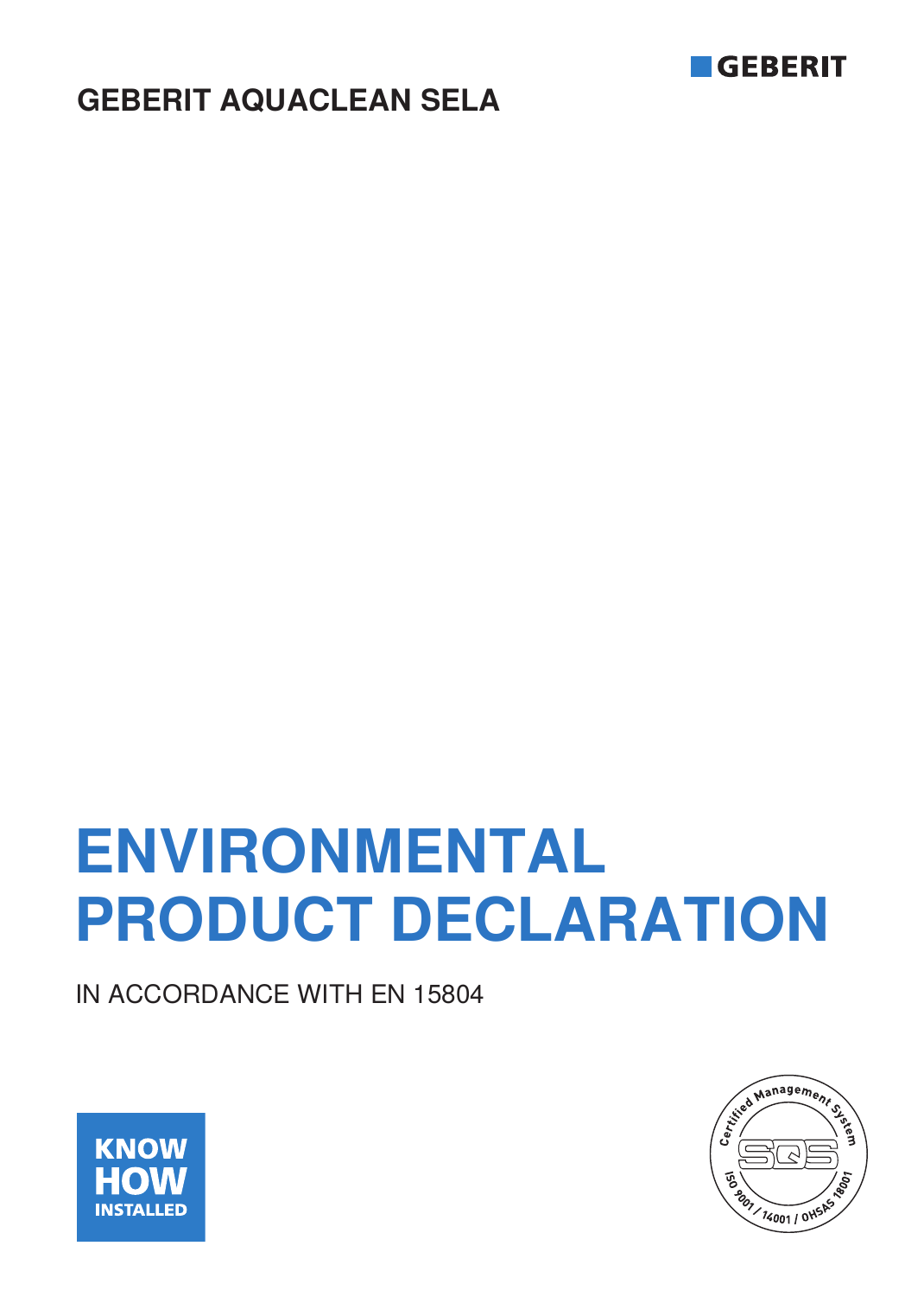GEBERIT

GEBERIT AQUACLEAN SELA

# ENVIRONMENTAL PRODUCT DECLARATION

IN ACCORDANCE WITH EN 15804

KNOW HOW INSTALLED

Certified Management System SQS ISO 9001 / 14001 / OHSAS 18001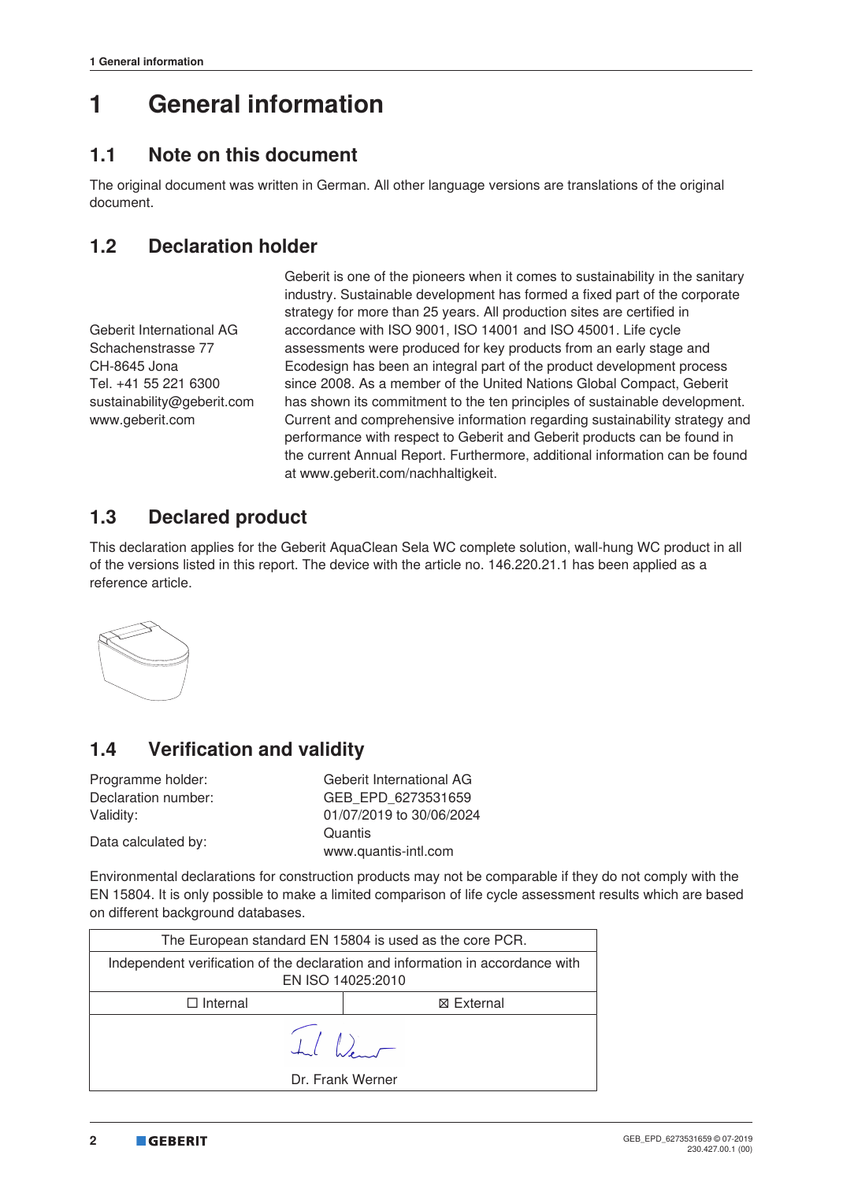// Geberit EPD page — General information

# 1 General information

## 1.1 Note on this document

The original document was written in German. All other language versions are translations of the original document.

## 1.2 Declaration holder

Geberit International AG
Schachenstrasse 77
CH-8645 Jona
Tel. +41 55 221 6300
sustainability@geberit.com
www.geberit.com

Geberit is one of the pioneers when it comes to sustainability in the sanitary industry. Sustainable development has formed a fixed part of the corporate strategy for more than 25 years. All production sites are certified in accordance with ISO 9001, ISO 14001 and ISO 45001. Life cycle assessments were produced for key products from an early stage and Ecodesign has been an integral part of the product development process since 2008. As a member of the United Nations Global Compact, Geberit has shown its commitment to the ten principles of sustainable development. Current and comprehensive information regarding sustainability strategy and performance with respect to Geberit and Geberit products can be found in the current Annual Report. Furthermore, additional information can be found at www.geberit.com/nachhaltigkeit.

## 1.3 Declared product

This declaration applies for the Geberit AquaClean Sela WC complete solution, wall-hung WC product in all of the versions listed in this report. The device with the article no. 146.220.21.1 has been applied as a reference article.

## 1.4 Verification and validity

| | |
|---|---|
| Programme holder: | Geberit International AG |
| Declaration number: | GEB_EPD_6273531659 |
| Validity: | 01/07/2019 to 30/06/2024 |
| Data calculated by: | Quantis<br>www.quantis-intl.com |

Environmental declarations for construction products may not be comparable if they do not comply with the EN 15804. It is only possible to make a limited comparison of life cycle assessment results which are based on different background databases.

| The European standard EN 15804 is used as the core PCR. | |
|---|---|
| Independent verification of the declaration and information in accordance with EN ISO 14025:2010 | |
| ☐ Internal | ☒ External |
| Dr. Frank Werner | |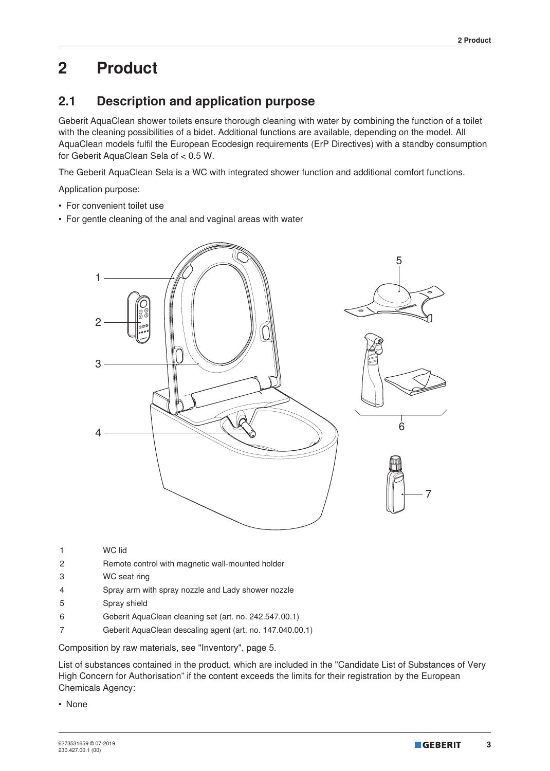# 2 Product

## 2.1 Description and application purpose

Geberit AquaClean shower toilets ensure thorough cleaning with water by combining the function of a toilet with the cleaning possibilities of a bidet. Additional functions are available, depending on the model. All AquaClean models fulfil the European Ecodesign requirements (ErP Directives) with a standby consumption for Geberit AquaClean Sela of < 0.5 W.

The Geberit AquaClean Sela is a WC with integrated shower function and additional comfort functions.

Application purpose:

- For convenient toilet use
- For gentle cleaning of the anal and vaginal areas with water

| | |
|---|---|
| 1 | WC lid |
| 2 | Remote control with magnetic wall-mounted holder |
| 3 | WC seat ring |
| 4 | Spray arm with spray nozzle and Lady shower nozzle |
| 5 | Spray shield |
| 6 | Geberit AquaClean cleaning set (art. no. 242.547.00.1) |
| 7 | Geberit AquaClean descaling agent (art. no. 147.040.00.1) |

Composition by raw materials, see "Inventory", page 5.

List of substances contained in the product, which are included in the "Candidate List of Substances of Very High Concern for Authorisation" if the content exceeds the limits for their registration by the European Chemicals Agency:

- None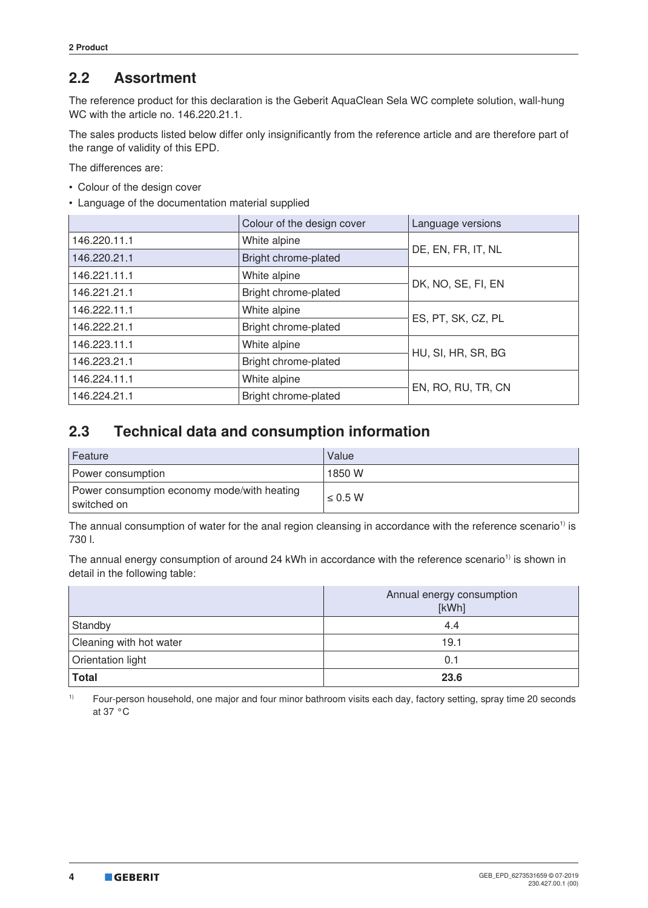## 2.2 Assortment

The reference product for this declaration is the Geberit AquaClean Sela WC complete solution, wall-hung WC with the article no. 146.220.21.1.

The sales products listed below differ only insignificantly from the reference article and are therefore part of the range of validity of this EPD.

The differences are:

- Colour of the design cover
- Language of the documentation material supplied

| | Colour of the design cover | Language versions |
|---|---|---|
| 146.220.11.1 | White alpine | DE, EN, FR, IT, NL |
| 146.220.21.1 | Bright chrome-plated | |
| 146.221.11.1 | White alpine | DK, NO, SE, FI, EN |
| 146.221.21.1 | Bright chrome-plated | |
| 146.222.11.1 | White alpine | ES, PT, SK, CZ, PL |
| 146.222.21.1 | Bright chrome-plated | |
| 146.223.11.1 | White alpine | HU, SI, HR, SR, BG |
| 146.223.21.1 | Bright chrome-plated | |
| 146.224.11.1 | White alpine | EN, RO, RU, TR, CN |
| 146.224.21.1 | Bright chrome-plated | |

## 2.3 Technical data and consumption information

| Feature | Value |
|---|---|
| Power consumption | 1850 W |
| Power consumption economy mode/with heating switched on | ≤ 0.5 W |

The annual consumption of water for the anal region cleansing in accordance with the reference scenario[1] is 730 l.

The annual energy consumption of around 24 kWh in accordance with the reference scenario[1] is shown in detail in the following table:

| | Annual energy consumption [kWh] |
|---|---|
| Standby | 4.4 |
| Cleaning with hot water | 19.1 |
| Orientation light | 0.1 |
| **Total** | **23.6** |

[1] Four-person household, one major and four minor bathroom visits each day, factory setting, spray time 20 seconds at 37 °C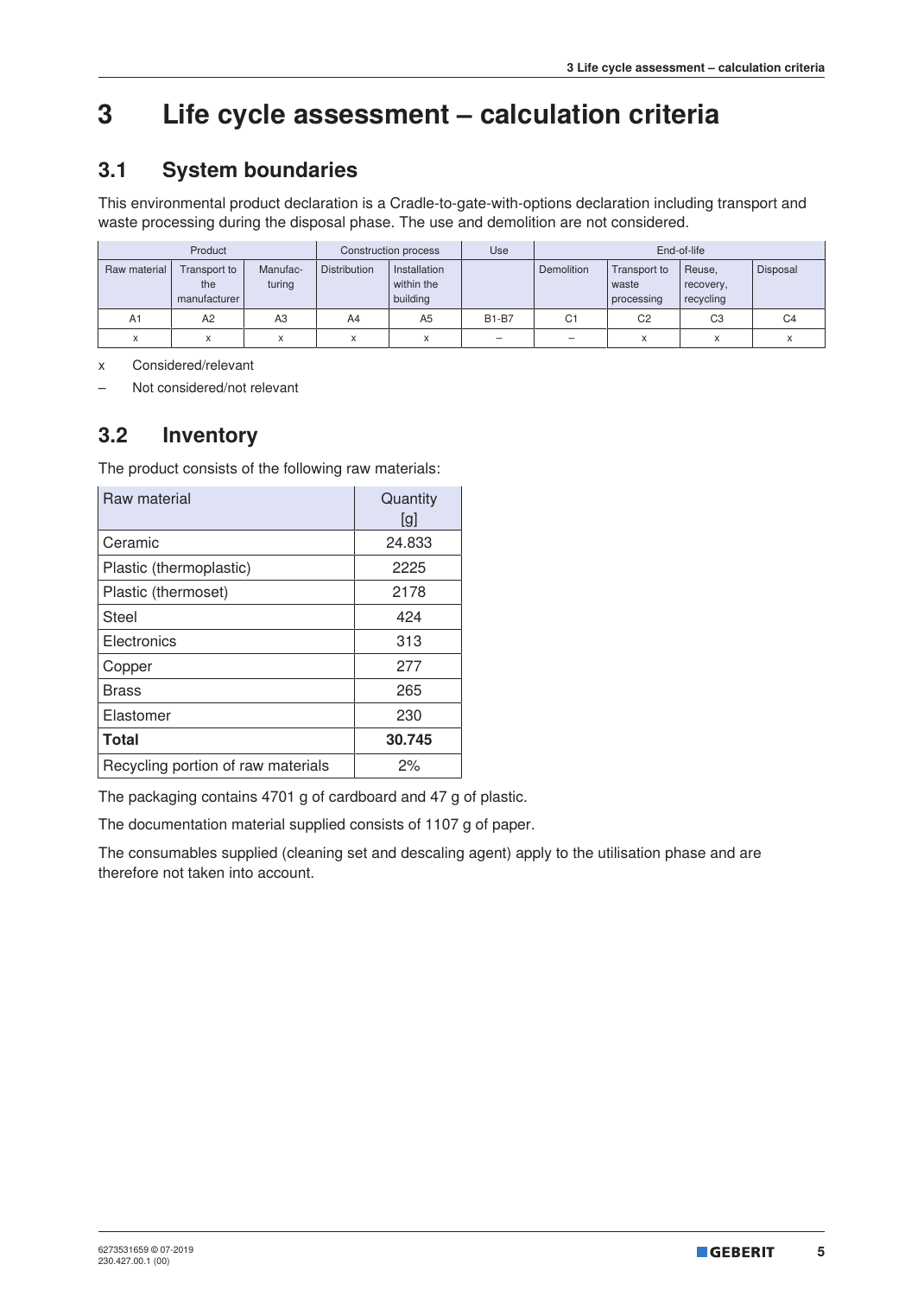// 3 Life cycle assessment – calculation criteria

## 3.1 System boundaries

This environmental product declaration is a Cradle-to-gate-with-options declaration including transport and waste processing during the disposal phase. The use and demolition are not considered.

| Product | | | Construction process | | Use | End-of-life | | | |
|---|---|---|---|---|---|---|---|---|---|
| Raw material | Transport to the manufacturer | Manufac-turing | Distribution | Installation within the building | | Demolition | Transport to waste processing | Reuse, recovery, recycling | Disposal |
| A1 | A2 | A3 | A4 | A5 | B1-B7 | C1 | C2 | C3 | C4 |
| x | x | x | x | x | – | – | x | x | x |

x Considered/relevant

– Not considered/not relevant

## 3.2 Inventory

The product consists of the following raw materials:

| Raw material | Quantity [g] |
|---|---|
| Ceramic | 24.833 |
| Plastic (thermoplastic) | 2225 |
| Plastic (thermoset) | 2178 |
| Steel | 424 |
| Electronics | 313 |
| Copper | 277 |
| Brass | 265 |
| Elastomer | 230 |
| **Total** | **30.745** |
| Recycling portion of raw materials | 2% |

The packaging contains 4701 g of cardboard and 47 g of plastic.

The documentation material supplied consists of 1107 g of paper.

The consumables supplied (cleaning set and descaling agent) apply to the utilisation phase and are therefore not taken into account.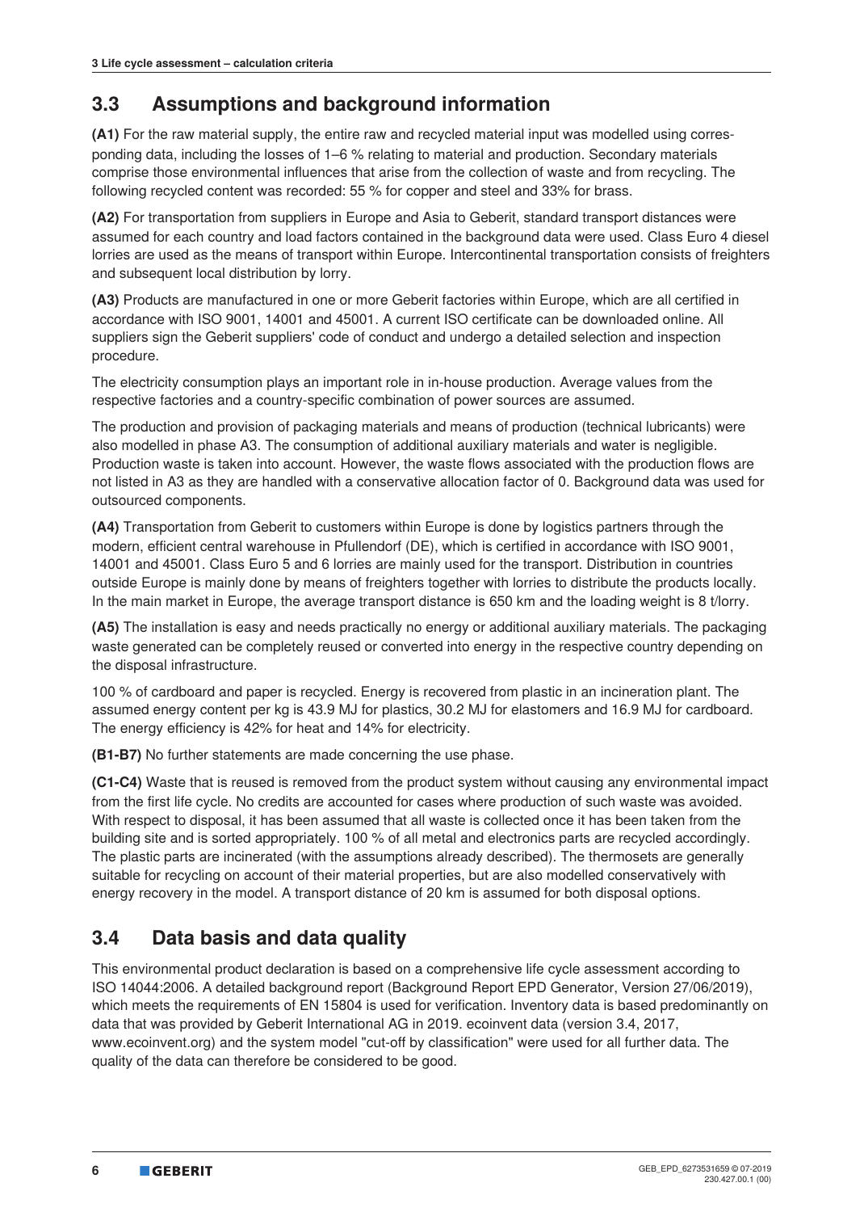## 3.3 Assumptions and background information

**(A1)** For the raw material supply, the entire raw and recycled material input was modelled using corresponding data, including the losses of 1–6 % relating to material and production. Secondary materials comprise those environmental influences that arise from the collection of waste and from recycling. The following recycled content was recorded: 55 % for copper and steel and 33% for brass.

**(A2)** For transportation from suppliers in Europe and Asia to Geberit, standard transport distances were assumed for each country and load factors contained in the background data were used. Class Euro 4 diesel lorries are used as the means of transport within Europe. Intercontinental transportation consists of freighters and subsequent local distribution by lorry.

**(A3)** Products are manufactured in one or more Geberit factories within Europe, which are all certified in accordance with ISO 9001, 14001 and 45001. A current ISO certificate can be downloaded online. All suppliers sign the Geberit suppliers' code of conduct and undergo a detailed selection and inspection procedure.

The electricity consumption plays an important role in in-house production. Average values from the respective factories and a country-specific combination of power sources are assumed.

The production and provision of packaging materials and means of production (technical lubricants) were also modelled in phase A3. The consumption of additional auxiliary materials and water is negligible. Production waste is taken into account. However, the waste flows associated with the production flows are not listed in A3 as they are handled with a conservative allocation factor of 0. Background data was used for outsourced components.

**(A4)** Transportation from Geberit to customers within Europe is done by logistics partners through the modern, efficient central warehouse in Pfullendorf (DE), which is certified in accordance with ISO 9001, 14001 and 45001. Class Euro 5 and 6 lorries are mainly used for the transport. Distribution in countries outside Europe is mainly done by means of freighters together with lorries to distribute the products locally. In the main market in Europe, the average transport distance is 650 km and the loading weight is 8 t/lorry.

**(A5)** The installation is easy and needs practically no energy or additional auxiliary materials. The packaging waste generated can be completely reused or converted into energy in the respective country depending on the disposal infrastructure.

100 % of cardboard and paper is recycled. Energy is recovered from plastic in an incineration plant. The assumed energy content per kg is 43.9 MJ for plastics, 30.2 MJ for elastomers and 16.9 MJ for cardboard. The energy efficiency is 42% for heat and 14% for electricity.

**(B1-B7)** No further statements are made concerning the use phase.

**(C1-C4)** Waste that is reused is removed from the product system without causing any environmental impact from the first life cycle. No credits are accounted for cases where production of such waste was avoided. With respect to disposal, it has been assumed that all waste is collected once it has been taken from the building site and is sorted appropriately. 100 % of all metal and electronics parts are recycled accordingly. The plastic parts are incinerated (with the assumptions already described). The thermosets are generally suitable for recycling on account of their material properties, but are also modelled conservatively with energy recovery in the model. A transport distance of 20 km is assumed for both disposal options.

## 3.4 Data basis and data quality

This environmental product declaration is based on a comprehensive life cycle assessment according to ISO 14044:2006. A detailed background report (Background Report EPD Generator, Version 27/06/2019), which meets the requirements of EN 15804 is used for verification. Inventory data is based predominantly on data that was provided by Geberit International AG in 2019. ecoinvent data (version 3.4, 2017, www.ecoinvent.org) and the system model "cut-off by classification" were used for all further data. The quality of the data can therefore be considered to be good.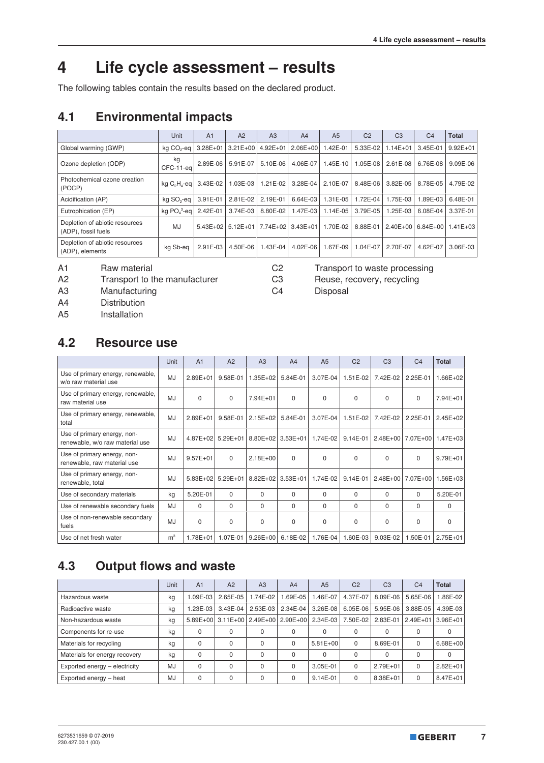# 4 Life cycle assessment – results

The following tables contain the results based on the declared product.

## 4.1 Environmental impacts

| | Unit | A1 | A2 | A3 | A4 | A5 | C2 | C3 | C4 | **Total** |
|---|---|---|---|---|---|---|---|---|---|---|
| Global warming (GWP) | kg $CO_2$-eq | 3.28E+01 | 3.21E+00 | 4.92E+01 | 2.06E+00 | 1.42E-01 | 5.33E-02 | 1.14E+01 | 3.45E-01 | 9.92E+01 |
| Ozone depletion (ODP) | kg CFC-11-eq | 2.89E-06 | 5.91E-07 | 5.10E-06 | 4.06E-07 | 1.45E-10 | 1.05E-08 | 2.61E-08 | 6.76E-08 | 9.09E-06 |
| Photochemical ozone creation (POCP) | kg $C_2H_4$-eq | 3.43E-02 | 1.03E-03 | 1.21E-02 | 3.28E-04 | 2.10E-07 | 8.48E-06 | 3.82E-05 | 8.78E-05 | 4.79E-02 |
| Acidification (AP) | kg $SO_2$-eq | 3.91E-01 | 2.81E-02 | 2.19E-01 | 6.64E-03 | 1.31E-05 | 1.72E-04 | 1.75E-03 | 1.89E-03 | 6.48E-01 |
| Eutrophication (EP) | kg $PO_4^{3-}$-eq | 2.42E-01 | 3.74E-03 | 8.80E-02 | 1.47E-03 | 1.14E-05 | 3.79E-05 | 1.25E-03 | 6.08E-04 | 3.37E-01 |
| Depletion of abiotic resources (ADP), fossil fuels | MJ | 5.43E+02 | 5.12E+01 | 7.74E+02 | 3.43E+01 | 1.70E-02 | 8.88E-01 | 2.40E+00 | 6.84E+00 | 1.41E+03 |
| Depletion of abiotic resources (ADP), elements | kg Sb-eq | 2.91E-03 | 4.50E-06 | 1.43E-04 | 4.02E-06 | 1.67E-09 | 1.04E-07 | 2.70E-07 | 4.62E-07 | 3.06E-03 |

A1 Raw material
A2 Transport to the manufacturer
A3 Manufacturing
A4 Distribution
A5 Installation
C2 Transport to waste processing
C3 Reuse, recovery, recycling
C4 Disposal

## 4.2 Resource use

| | Unit | A1 | A2 | A3 | A4 | A5 | C2 | C3 | C4 | **Total** |
|---|---|---|---|---|---|---|---|---|---|---|
| Use of primary energy, renewable, w/o raw material use | MJ | 2.89E+01 | 9.58E-01 | 1.35E+02 | 5.84E-01 | 3.07E-04 | 1.51E-02 | 7.42E-02 | 2.25E-01 | 1.66E+02 |
| Use of primary energy, renewable, raw material use | MJ | 0 | 0 | 7.94E+01 | 0 | 0 | 0 | 0 | 0 | 7.94E+01 |
| Use of primary energy, renewable, total | MJ | 2.89E+01 | 9.58E-01 | 2.15E+02 | 5.84E-01 | 3.07E-04 | 1.51E-02 | 7.42E-02 | 2.25E-01 | 2.45E+02 |
| Use of primary energy, non-renewable, w/o raw material use | MJ | 4.87E+02 | 5.29E+01 | 8.80E+02 | 3.53E+01 | 1.74E-02 | 9.14E-01 | 2.48E+00 | 7.07E+00 | 1.47E+03 |
| Use of primary energy, non-renewable, raw material use | MJ | 9.57E+01 | 0 | 2.18E+00 | 0 | 0 | 0 | 0 | 0 | 9.79E+01 |
| Use of primary energy, non-renewable, total | MJ | 5.83E+02 | 5.29E+01 | 8.82E+02 | 3.53E+01 | 1.74E-02 | 9.14E-01 | 2.48E+00 | 7.07E+00 | 1.56E+03 |
| Use of secondary materials | kg | 5.20E-01 | 0 | 0 | 0 | 0 | 0 | 0 | 0 | 5.20E-01 |
| Use of renewable secondary fuels | MJ | 0 | 0 | 0 | 0 | 0 | 0 | 0 | 0 | 0 |
| Use of non-renewable secondary fuels | MJ | 0 | 0 | 0 | 0 | 0 | 0 | 0 | 0 | 0 |
| Use of net fresh water | $m^3$ | 1.78E+01 | 1.07E-01 | 9.26E+00 | 6.18E-02 | 1.76E-04 | 1.60E-03 | 9.03E-02 | 1.50E-01 | 2.75E+01 |

## 4.3 Output flows and waste

| | Unit | A1 | A2 | A3 | A4 | A5 | C2 | C3 | C4 | **Total** |
|---|---|---|---|---|---|---|---|---|---|---|
| Hazardous waste | kg | 1.09E-03 | 2.65E-05 | 1.74E-02 | 1.69E-05 | 1.46E-07 | 4.37E-07 | 8.09E-06 | 5.65E-06 | 1.86E-02 |
| Radioactive waste | kg | 1.23E-03 | 3.43E-04 | 2.53E-03 | 2.34E-04 | 3.26E-08 | 6.05E-06 | 5.95E-06 | 3.88E-05 | 4.39E-03 |
| Non-hazardous waste | kg | 5.89E+00 | 3.11E+00 | 2.49E+00 | 2.90E+00 | 2.34E-03 | 7.50E-02 | 2.83E-01 | 2.49E+01 | 3.96E+01 |
| Components for re-use | kg | 0 | 0 | 0 | 0 | 0 | 0 | 0 | 0 | 0 |
| Materials for recycling | kg | 0 | 0 | 0 | 0 | 5.81E+00 | 0 | 8.69E-01 | 0 | 6.68E+00 |
| Materials for energy recovery | kg | 0 | 0 | 0 | 0 | 0 | 0 | 0 | 0 | 0 |
| Exported energy – electricity | MJ | 0 | 0 | 0 | 0 | 3.05E-01 | 0 | 2.79E+01 | 0 | 2.82E+01 |
| Exported energy – heat | MJ | 0 | 0 | 0 | 0 | 9.14E-01 | 0 | 8.38E+01 | 0 | 8.47E+01 |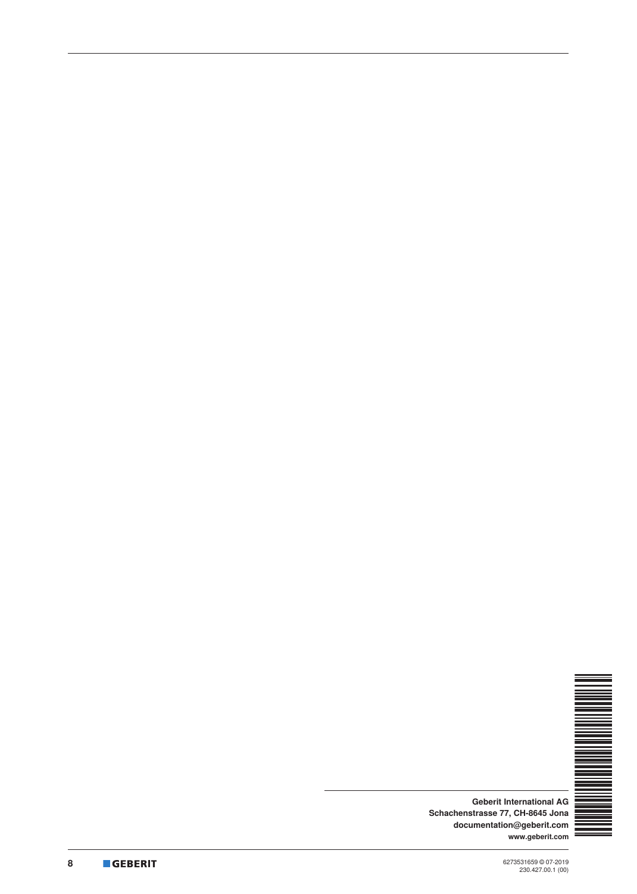**Geberit International AG**
**Schachenstrasse 77, CH-8645 Jona**
**documentation@geberit.com**
**www.geberit.com**

6273531659 © 07-2019
230.427.00.1 (00)